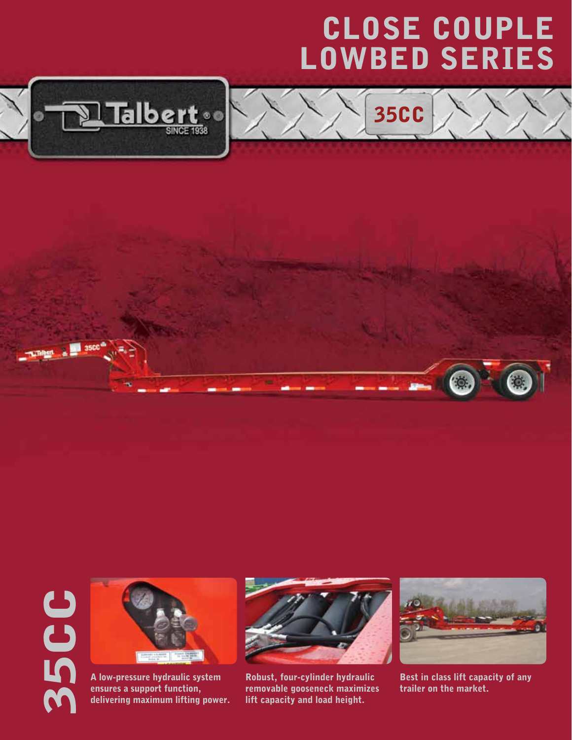# CLOSE COUPLE LOWBED SERIES

Talbert® SINCE 1938

35CC

35CC

A low-pressure hydraulic system ensures a support function, delivering maximum lifting power.

Robust, four-cylinder hydraulic removable gooseneck maximizes lift capacity and load height.

Best in class lift capacity of any trailer on the market.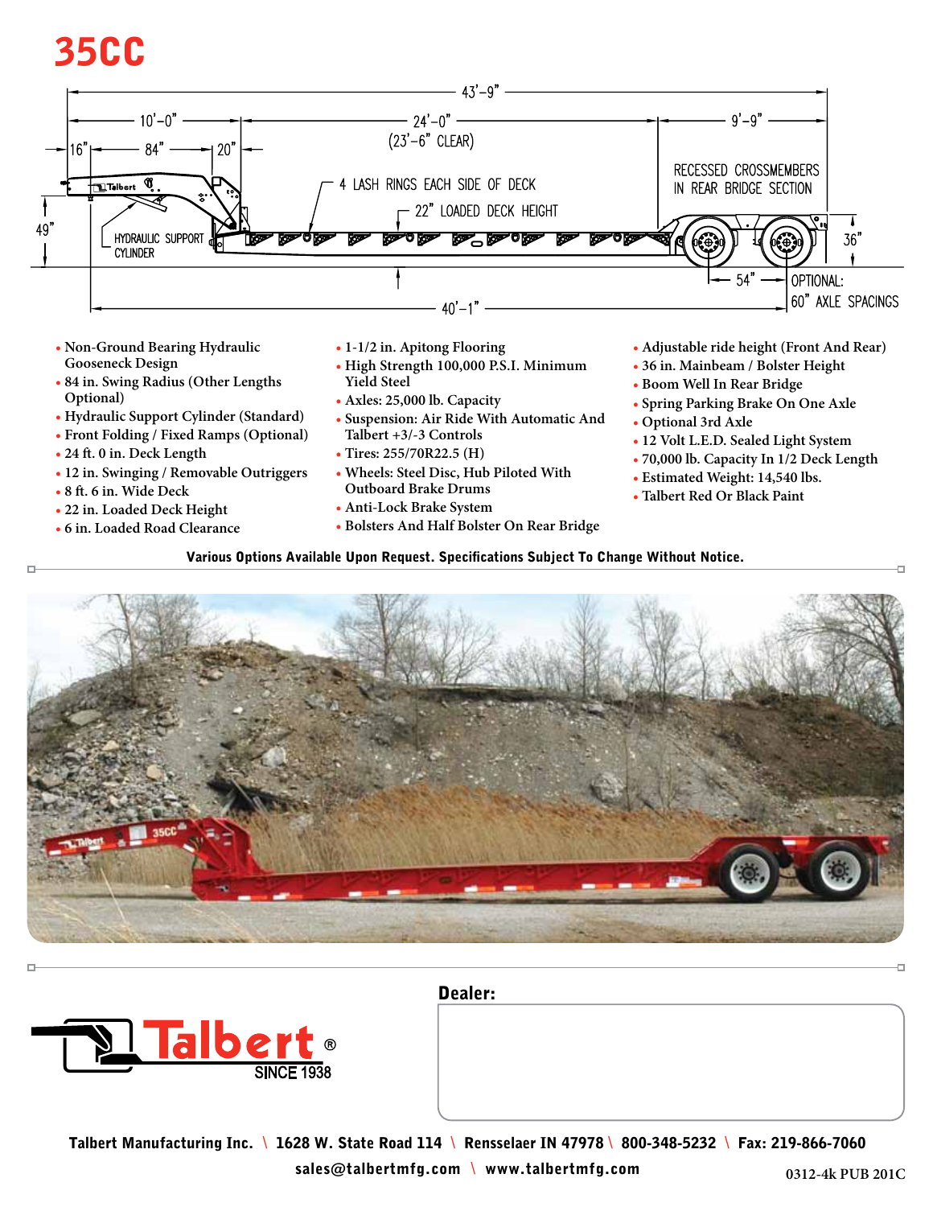# 35CC

43'-9"
10'-0"
24'-0"
(23'-6" CLEAR)
9'-9"
16"
84"
20"
4 LASH RINGS EACH SIDE OF DECK
22" LOADED DECK HEIGHT
RECESSED CROSSMEMBERS IN REAR BRIDGE SECTION
49"
HYDRAULIC SUPPORT CYLINDER
36"
54"
OPTIONAL: 60" AXLE SPACINGS
40'-1"

- Non-Ground Bearing Hydraulic Gooseneck Design
- 84 in. Swing Radius (Other Lengths Optional)
- Hydraulic Support Cylinder (Standard)
- Front Folding / Fixed Ramps (Optional)
- 24 ft. 0 in. Deck Length
- 12 in. Swinging / Removable Outriggers
- 8 ft. 6 in. Wide Deck
- 22 in. Loaded Deck Height
- 6 in. Loaded Road Clearance
- 1-1/2 in. Apitong Flooring
- High Strength 100,000 P.S.I. Minimum Yield Steel
- Axles: 25,000 lb. Capacity
- Suspension: Air Ride With Automatic And Talbert +3/-3 Controls
- Tires: 255/70R22.5 (H)
- Wheels: Steel Disc, Hub Piloted With Outboard Brake Drums
- Anti-Lock Brake System
- Bolsters And Half Bolster On Rear Bridge
- Adjustable ride height (Front And Rear)
- 36 in. Mainbeam / Bolster Height
- Boom Well In Rear Bridge
- Spring Parking Brake On One Axle
- Optional 3rd Axle
- 12 Volt L.E.D. Sealed Light System
- 70,000 lb. Capacity In 1/2 Deck Length
- Estimated Weight: 14,540 lbs.
- Talbert Red Or Black Paint

**Various Options Available Upon Request. Specifications Subject To Change Without Notice.**

Talbert® SINCE 1938

**Dealer:**

**Talbert Manufacturing Inc. \ 1628 W. State Road 114 \ Rensselaer IN 47978 \ 800-348-5232 \ Fax: 219-866-7060**

**sales@talbertmfg.com \ www.talbertmfg.com**

0312-4k PUB 201C